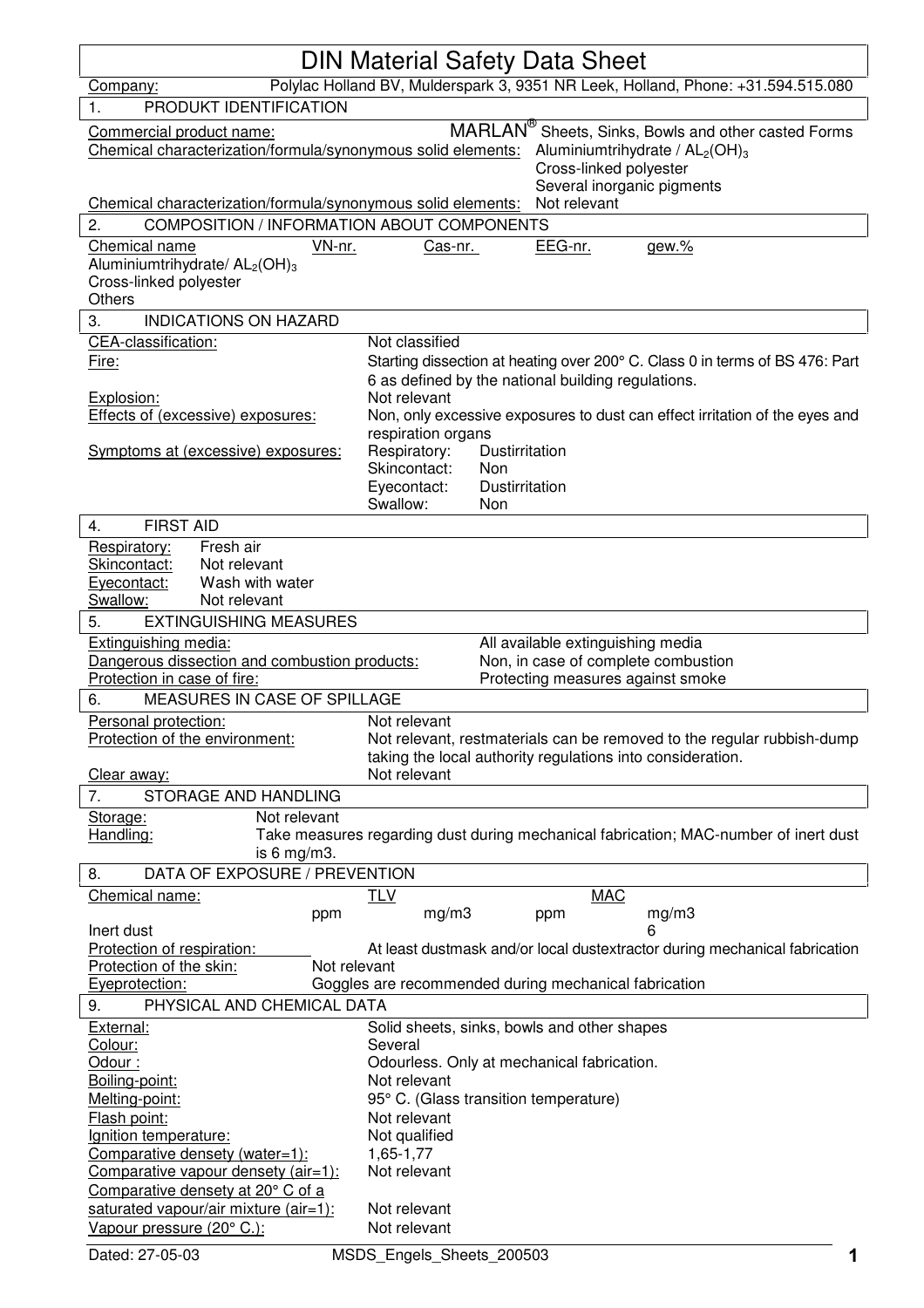# DIN Material Safety Data Sheet

Company: Polylac Holland BV, Mulderspark 3, 9351 NR Leek, Holland, Phone: +31.594.515.080

## 1. PRODUKT IDENTIFICATION

Commercial product name: MARLAN® Sheets, Sinks, Bowls and other casted Forms

Chemical characterization/formula/synonymous solid elements: Aluminiumtrihydrate / $AL_2(OH)_3$
Cross-linked polyester
Several inorganic pigments

Chemical characterization/formula/synonymous solid elements: Not relevant

## 2. COMPOSITION / INFORMATION ABOUT COMPONENTS

| Chemical name | VN-nr. | Cas-nr. | EEG-nr. | gew.% |
|---|---|---|---|---|
| Aluminiumtrihydrate/ $AL_2(OH)_3$ | | | | |
| Cross-linked polyester | | | | |
| Others | | | | |

## 3. INDICATIONS ON HAZARD

CEA-classification: Not classified

Fire: Starting dissection at heating over 200° C. Class 0 in terms of BS 476: Part 6 as defined by the national building regulations.

Explosion: Not relevant

Effects of (excessive) exposures: Non, only excessive exposures to dust can effect irritation of the eyes and respiration organs

Symptoms at (excessive) exposures:
- Respiratory: Dustirritation
- Skincontact: Non
- Eyecontact: Dustirritation
- Swallow: Non

## 4. FIRST AID

Respiratory: Fresh air
Skincontact: Not relevant
Eyecontact: Wash with water
Swallow: Not relevant

## 5. EXTINGUISHING MEASURES

Extinguishing media: All available extinguishing media
Dangerous dissection and combustion products: Non, in case of complete combustion
Protection in case of fire: Protecting measures against smoke

## 6. MEASURES IN CASE OF SPILLAGE

Personal protection: Not relevant
Protection of the environment: Not relevant, restmaterials can be removed to the regular rubbish-dump taking the local authority regulations into consideration.
Clear away: Not relevant

## 7. STORAGE AND HANDLING

Storage: Not relevant
Handling: Take measures regarding dust during mechanical fabrication; MAC-number of inert dust is 6 mg/m3.

## 8. DATA OF EXPOSURE / PREVENTION

| Chemical name: | TLV ppm | TLV mg/m3 | MAC ppm | MAC mg/m3 |
|---|---|---|---|---|
| Inert dust | | | | 6 |

Protection of respiration: At least dustmask and/or local dustextractor during mechanical fabrication
Protection of the skin: Not relevant
Eyeprotection: Goggles are recommended during mechanical fabrication

## 9. PHYSICAL AND CHEMICAL DATA

External: Solid sheets, sinks, bowls and other shapes
Colour: Several
Odour : Odourless. Only at mechanical fabrication.
Boiling-point: Not relevant
Melting-point: 95° C. (Glass transition temperature)
Flash point: Not relevant
Ignition temperature: Not qualified
Comparative densety (water=1): 1,65-1,77
Comparative vapour densety (air=1): Not relevant
Comparative densety at 20° C of a saturated vapour/air mixture (air=1): Not relevant
Vapour pressure (20° C.): Not relevant

Dated: 27-05-03 MSDS_Engels_Sheets_200503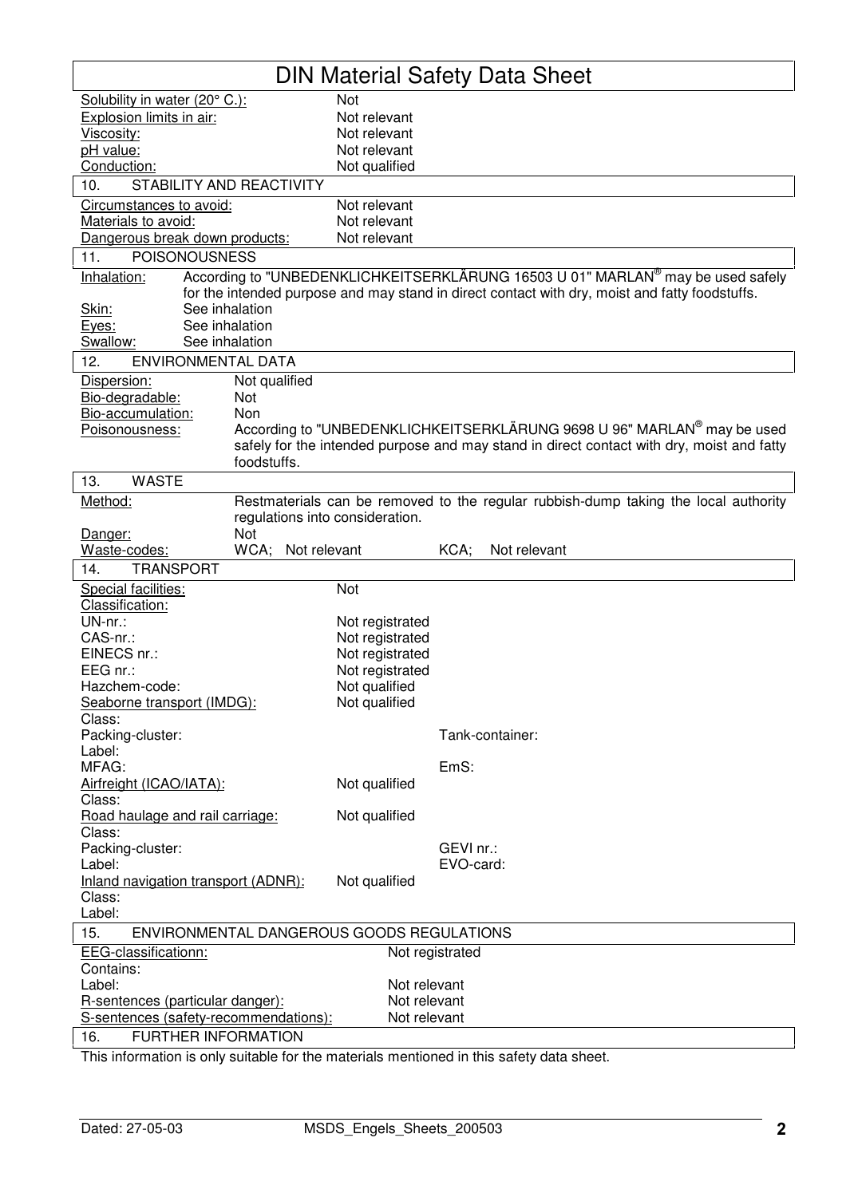# DIN Material Safety Data Sheet

| | |
|---|---|
| Solubility in water (20° C.): | Not |
| Explosion limits in air: | Not relevant |
| Viscosity: | Not relevant |
| pH value: | Not relevant |
| Conduction: | Not qualified |

## 10. STABILITY AND REACTIVITY

| | |
|---|---|
| Circumstances to avoid: | Not relevant |
| Materials to avoid: | Not relevant |
| Dangerous break down products: | Not relevant |

## 11. POISONOUSNESS

| | |
|---|---|
| Inhalation: | According to "UNBEDENKLICHKEITSERKLÄRUNG 16503 U 01" MARLAN® may be used safely for the intended purpose and may stand in direct contact with dry, moist and fatty foodstuffs. |
| Skin: | See inhalation |
| Eyes: | See inhalation |
| Swallow: | See inhalation |

## 12. ENVIRONMENTAL DATA

| | |
|---|---|
| Dispersion: | Not qualified |
| Bio-degradable: | Not |
| Bio-accumulation: | Non |
| Poisonousness: | According to "UNBEDENKLICHKEITSERKLÄRUNG 9698 U 96" MARLAN® may be used safely for the intended purpose and may stand in direct contact with dry, moist and fatty foodstuffs. |

## 13. WASTE

| | |
|---|---|
| Method: | Restmaterials can be removed to the regular rubbish-dump taking the local authority regulations into consideration. |
| Danger: | Not |
| Waste-codes: | WCA; Not relevant &nbsp;&nbsp;&nbsp; KCA; Not relevant |

## 14. TRANSPORT

| | | |
|---|---|---|
| Special facilities: | Not | |
| Classification: | | |
| UN-nr.: | Not registrated | |
| CAS-nr.: | Not registrated | |
| EINECS nr.: | Not registrated | |
| EEG nr.: | Not registrated | |
| Hazchem-code: | Not qualified | |
| Seaborne transport (IMDG): | Not qualified | |
| Class: | | |
| Packing-cluster: | | Tank-container: |
| Label: | | |
| MFAG: | | EmS: |
| Airfreight (ICAO/IATA): | Not qualified | |
| Class: | | |
| Road haulage and rail carriage: | Not qualified | |
| Class: | | |
| Packing-cluster: | | GEVI nr.: |
| Label: | | EVO-card: |
| Inland navigation transport (ADNR): | Not qualified | |
| Class: | | |
| Label: | | |

## 15. ENVIRONMENTAL DANGEROUS GOODS REGULATIONS

| | |
|---|---|
| EEG-classificationn: | Not registrated |
| Contains: | |
| Label: | Not relevant |
| R-sentences (particular danger): | Not relevant |
| S-sentences (safety-recommendations): | Not relevant |

## 16. FURTHER INFORMATION

This information is only suitable for the materials mentioned in this safety data sheet.

Dated: 27-05-03 &nbsp;&nbsp;&nbsp; MSDS_Engels_Sheets_200503